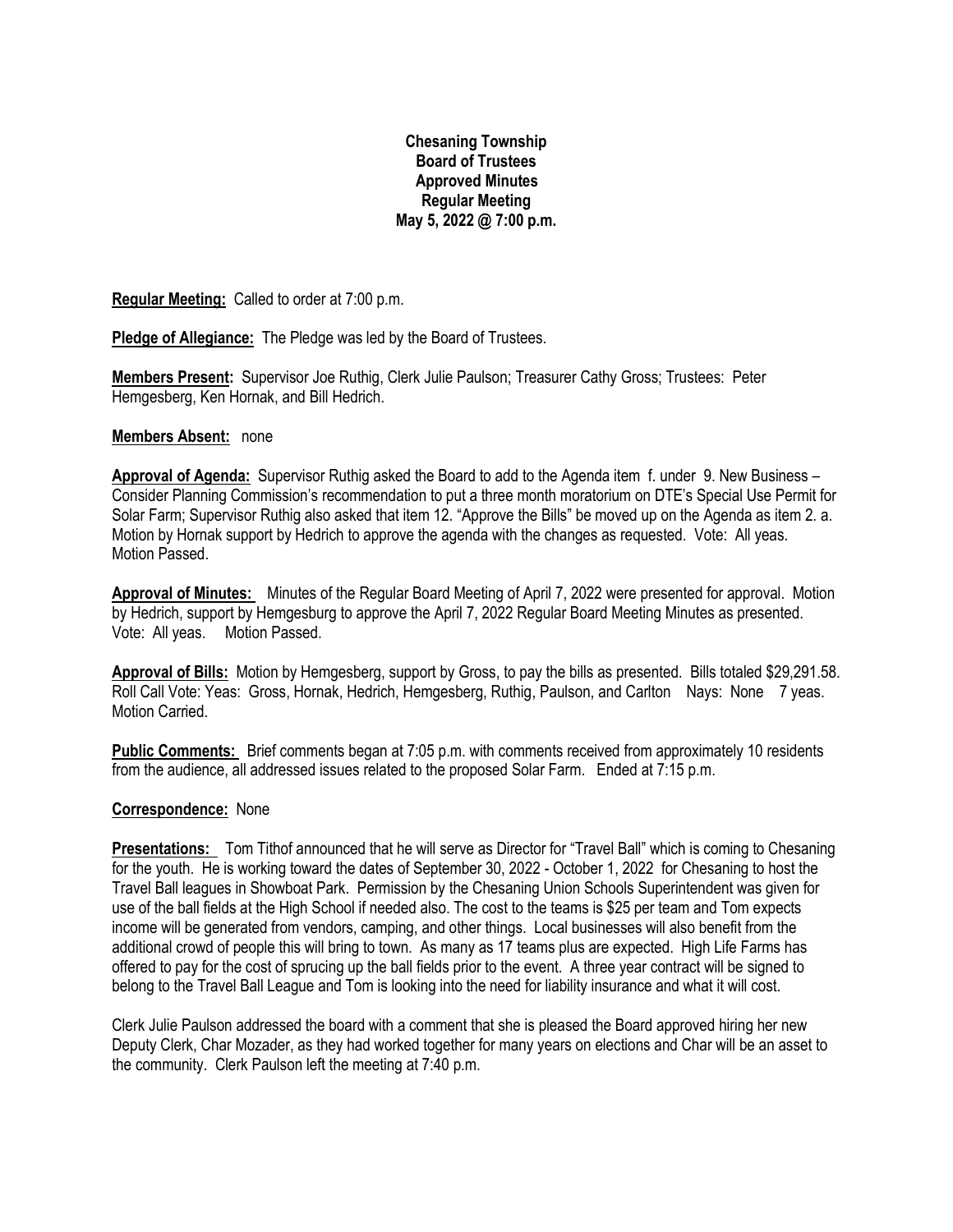**Chesaning Township**
**Board of Trustees**
**Approved Minutes**
**Regular Meeting**
**May 5, 2022 @ 7:00 p.m.**

**Regular Meeting:** Called to order at 7:00 p.m.

**Pledge of Allegiance:** The Pledge was led by the Board of Trustees.

**Members Present:** Supervisor Joe Ruthig, Clerk Julie Paulson; Treasurer Cathy Gross; Trustees: Peter Hemgesberg, Ken Hornak, and Bill Hedrich.

**Members Absent:** none

**Approval of Agenda:** Supervisor Ruthig asked the Board to add to the Agenda item f. under 9. New Business – Consider Planning Commission's recommendation to put a three month moratorium on DTE's Special Use Permit for Solar Farm; Supervisor Ruthig also asked that item 12. "Approve the Bills" be moved up on the Agenda as item 2. a. Motion by Hornak support by Hedrich to approve the agenda with the changes as requested. Vote: All yeas. Motion Passed.

**Approval of Minutes:** Minutes of the Regular Board Meeting of April 7, 2022 were presented for approval. Motion by Hedrich, support by Hemgesburg to approve the April 7, 2022 Regular Board Meeting Minutes as presented. Vote: All yeas. Motion Passed.

**Approval of Bills:** Motion by Hemgesberg, support by Gross, to pay the bills as presented. Bills totaled $29,291.58. Roll Call Vote: Yeas: Gross, Hornak, Hedrich, Hemgesberg, Ruthig, Paulson, and Carlton Nays: None 7 yeas. Motion Carried.

**Public Comments:** Brief comments began at 7:05 p.m. with comments received from approximately 10 residents from the audience, all addressed issues related to the proposed Solar Farm. Ended at 7:15 p.m.

**Correspondence:** None

**Presentations:** Tom Tithof announced that he will serve as Director for "Travel Ball" which is coming to Chesaning for the youth. He is working toward the dates of September 30, 2022 - October 1, 2022 for Chesaning to host the Travel Ball leagues in Showboat Park. Permission by the Chesaning Union Schools Superintendent was given for use of the ball fields at the High School if needed also. The cost to the teams is $25 per team and Tom expects income will be generated from vendors, camping, and other things. Local businesses will also benefit from the additional crowd of people this will bring to town. As many as 17 teams plus are expected. High Life Farms has offered to pay for the cost of sprucing up the ball fields prior to the event. A three year contract will be signed to belong to the Travel Ball League and Tom is looking into the need for liability insurance and what it will cost.

Clerk Julie Paulson addressed the board with a comment that she is pleased the Board approved hiring her new Deputy Clerk, Char Mozader, as they had worked together for many years on elections and Char will be an asset to the community. Clerk Paulson left the meeting at 7:40 p.m.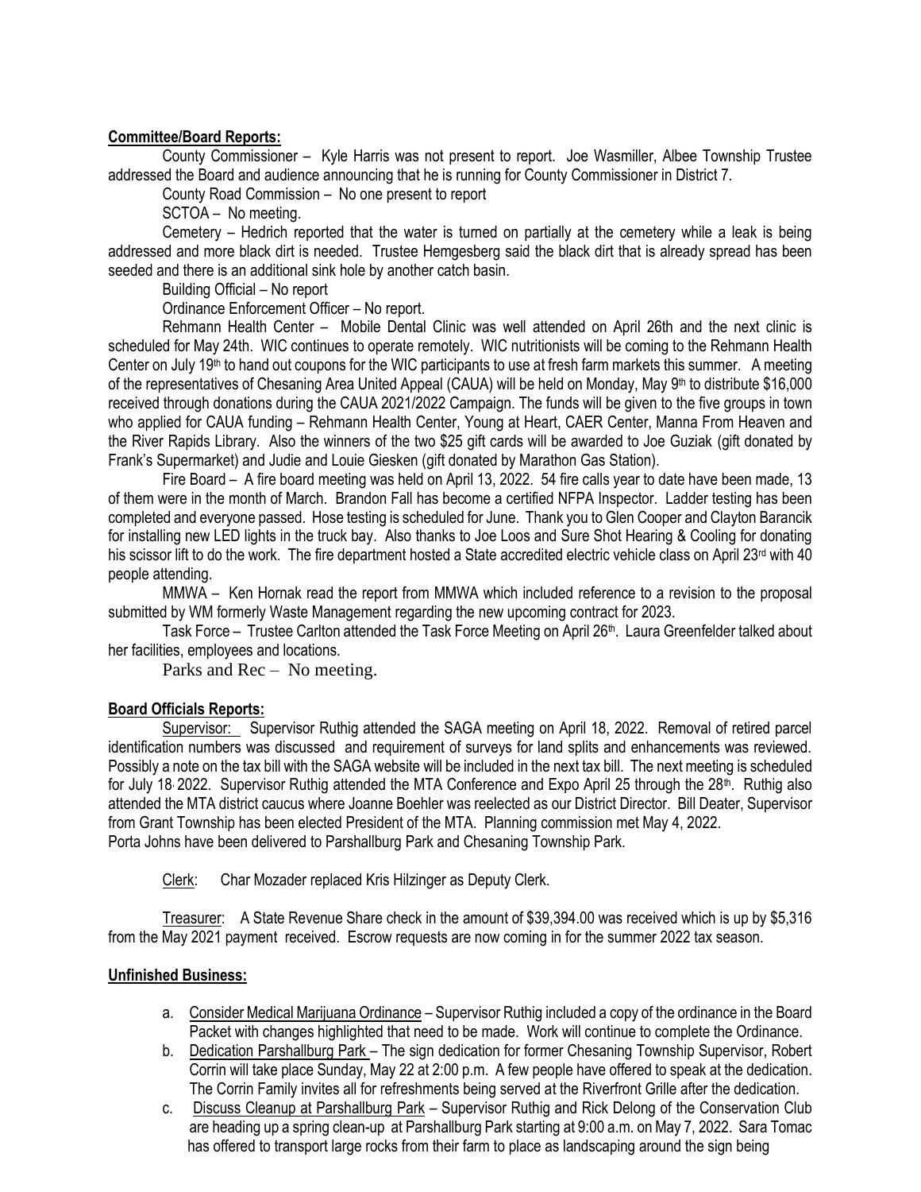**Committee/Board Reports:**

County Commissioner – Kyle Harris was not present to report. Joe Wasmiller, Albee Township Trustee addressed the Board and audience announcing that he is running for County Commissioner in District 7.

County Road Commission – No one present to report

SCTOA – No meeting.

Cemetery – Hedrich reported that the water is turned on partially at the cemetery while a leak is being addressed and more black dirt is needed. Trustee Hemgesberg said the black dirt that is already spread has been seeded and there is an additional sink hole by another catch basin.

Building Official – No report

Ordinance Enforcement Officer – No report.

Rehmann Health Center – Mobile Dental Clinic was well attended on April 26th and the next clinic is scheduled for May 24th. WIC continues to operate remotely. WIC nutritionists will be coming to the Rehmann Health Center on July 19th to hand out coupons for the WIC participants to use at fresh farm markets this summer. A meeting of the representatives of Chesaning Area United Appeal (CAUA) will be held on Monday, May 9th to distribute $16,000 received through donations during the CAUA 2021/2022 Campaign. The funds will be given to the five groups in town who applied for CAUA funding – Rehmann Health Center, Young at Heart, CAER Center, Manna From Heaven and the River Rapids Library. Also the winners of the two $25 gift cards will be awarded to Joe Guziak (gift donated by Frank's Supermarket) and Judie and Louie Giesken (gift donated by Marathon Gas Station).

Fire Board – A fire board meeting was held on April 13, 2022. 54 fire calls year to date have been made, 13 of them were in the month of March. Brandon Fall has become a certified NFPA Inspector. Ladder testing has been completed and everyone passed. Hose testing is scheduled for June. Thank you to Glen Cooper and Clayton Barancik for installing new LED lights in the truck bay. Also thanks to Joe Loos and Sure Shot Hearing & Cooling for donating his scissor lift to do the work. The fire department hosted a State accredited electric vehicle class on April 23rd with 40 people attending.

MMWA – Ken Hornak read the report from MMWA which included reference to a revision to the proposal submitted by WM formerly Waste Management regarding the new upcoming contract for 2023.

Task Force – Trustee Carlton attended the Task Force Meeting on April 26th. Laura Greenfelder talked about her facilities, employees and locations.

Parks and Rec – No meeting.

**Board Officials Reports:**

Supervisor: Supervisor Ruthig attended the SAGA meeting on April 18, 2022. Removal of retired parcel identification numbers was discussed and requirement of surveys for land splits and enhancements was reviewed. Possibly a note on the tax bill with the SAGA website will be included in the next tax bill. The next meeting is scheduled for July 18, 2022. Supervisor Ruthig attended the MTA Conference and Expo April 25 through the 28th. Ruthig also attended the MTA district caucus where Joanne Boehler was reelected as our District Director. Bill Deater, Supervisor from Grant Township has been elected President of the MTA. Planning commission met May 4, 2022.
Porta Johns have been delivered to Parshallburg Park and Chesaning Township Park.

Clerk: Char Mozader replaced Kris Hilzinger as Deputy Clerk.

Treasurer: A State Revenue Share check in the amount of $39,394.00 was received which is up by $5,316 from the May 2021 payment received. Escrow requests are now coming in for the summer 2022 tax season.

**Unfinished Business:**

a. Consider Medical Marijuana Ordinance – Supervisor Ruthig included a copy of the ordinance in the Board Packet with changes highlighted that need to be made. Work will continue to complete the Ordinance.
b. Dedication Parshallburg Park – The sign dedication for former Chesaning Township Supervisor, Robert Corrin will take place Sunday, May 22 at 2:00 p.m. A few people have offered to speak at the dedication. The Corrin Family invites all for refreshments being served at the Riverfront Grille after the dedication.
c. Discuss Cleanup at Parshallburg Park – Supervisor Ruthig and Rick Delong of the Conservation Club are heading up a spring clean-up at Parshallburg Park starting at 9:00 a.m. on May 7, 2022. Sara Tomac has offered to transport large rocks from their farm to place as landscaping around the sign being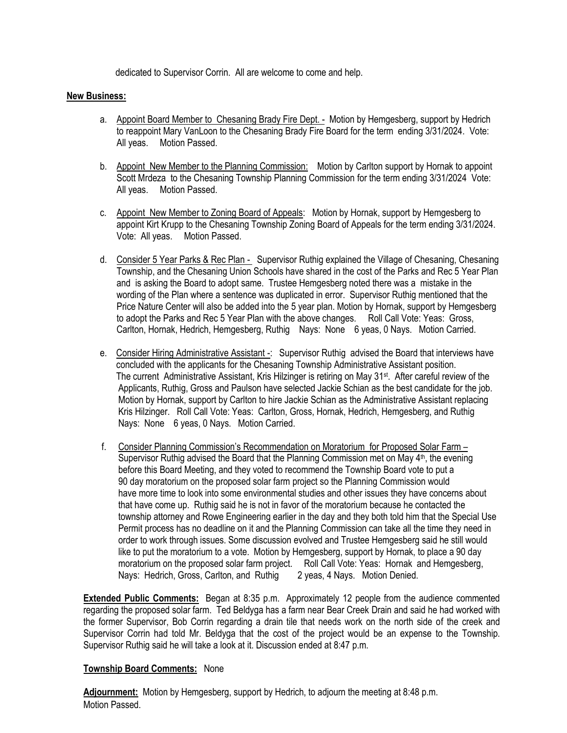dedicated to Supervisor Corrin. All are welcome to come and help.

**New Business:**

a. Appoint Board Member to Chesaning Brady Fire Dept. - Motion by Hemgesberg, support by Hedrich to reappoint Mary VanLoon to the Chesaning Brady Fire Board for the term ending 3/31/2024. Vote: All yeas. Motion Passed.

b. Appoint New Member to the Planning Commission: Motion by Carlton support by Hornak to appoint Scott Mrdeza to the Chesaning Township Planning Commission for the term ending 3/31/2024 Vote: All yeas. Motion Passed.

c. Appoint New Member to Zoning Board of Appeals: Motion by Hornak, support by Hemgesberg to appoint Kirt Krupp to the Chesaning Township Zoning Board of Appeals for the term ending 3/31/2024. Vote: All yeas. Motion Passed.

d. Consider 5 Year Parks & Rec Plan - Supervisor Ruthig explained the Village of Chesaning, Chesaning Township, and the Chesaning Union Schools have shared in the cost of the Parks and Rec 5 Year Plan and is asking the Board to adopt same. Trustee Hemgesberg noted there was a mistake in the wording of the Plan where a sentence was duplicated in error. Supervisor Ruthig mentioned that the Price Nature Center will also be added into the 5 year plan. Motion by Hornak, support by Hemgesberg to adopt the Parks and Rec 5 Year Plan with the above changes. Roll Call Vote: Yeas: Gross, Carlton, Hornak, Hedrich, Hemgesberg, Ruthig Nays: None 6 yeas, 0 Nays. Motion Carried.

e. Consider Hiring Administrative Assistant -: Supervisor Ruthig advised the Board that interviews have concluded with the applicants for the Chesaning Township Administrative Assistant position. The current Administrative Assistant, Kris Hilzinger is retiring on May 31st. After careful review of the Applicants, Ruthig, Gross and Paulson have selected Jackie Schian as the best candidate for the job. Motion by Hornak, support by Carlton to hire Jackie Schian as the Administrative Assistant replacing Kris Hilzinger. Roll Call Vote: Yeas: Carlton, Gross, Hornak, Hedrich, Hemgesberg, and Ruthig Nays: None 6 yeas, 0 Nays. Motion Carried.

f. Consider Planning Commission's Recommendation on Moratorium for Proposed Solar Farm – Supervisor Ruthig advised the Board that the Planning Commission met on May 4th, the evening before this Board Meeting, and they voted to recommend the Township Board vote to put a 90 day moratorium on the proposed solar farm project so the Planning Commission would have more time to look into some environmental studies and other issues they have concerns about that have come up. Ruthig said he is not in favor of the moratorium because he contacted the township attorney and Rowe Engineering earlier in the day and they both told him that the Special Use Permit process has no deadline on it and the Planning Commission can take all the time they need in order to work through issues. Some discussion evolved and Trustee Hemgesberg said he still would like to put the moratorium to a vote. Motion by Hemgesberg, support by Hornak, to place a 90 day moratorium on the proposed solar farm project. Roll Call Vote: Yeas: Hornak and Hemgesberg, Nays: Hedrich, Gross, Carlton, and Ruthig 2 yeas, 4 Nays. Motion Denied.

**Extended Public Comments:** Began at 8:35 p.m. Approximately 12 people from the audience commented regarding the proposed solar farm. Ted Beldyga has a farm near Bear Creek Drain and said he had worked with the former Supervisor, Bob Corrin regarding a drain tile that needs work on the north side of the creek and Supervisor Corrin had told Mr. Beldyga that the cost of the project would be an expense to the Township. Supervisor Ruthig said he will take a look at it. Discussion ended at 8:47 p.m.

**Township Board Comments:** None

**Adjournment:** Motion by Hemgesberg, support by Hedrich, to adjourn the meeting at 8:48 p.m. Motion Passed.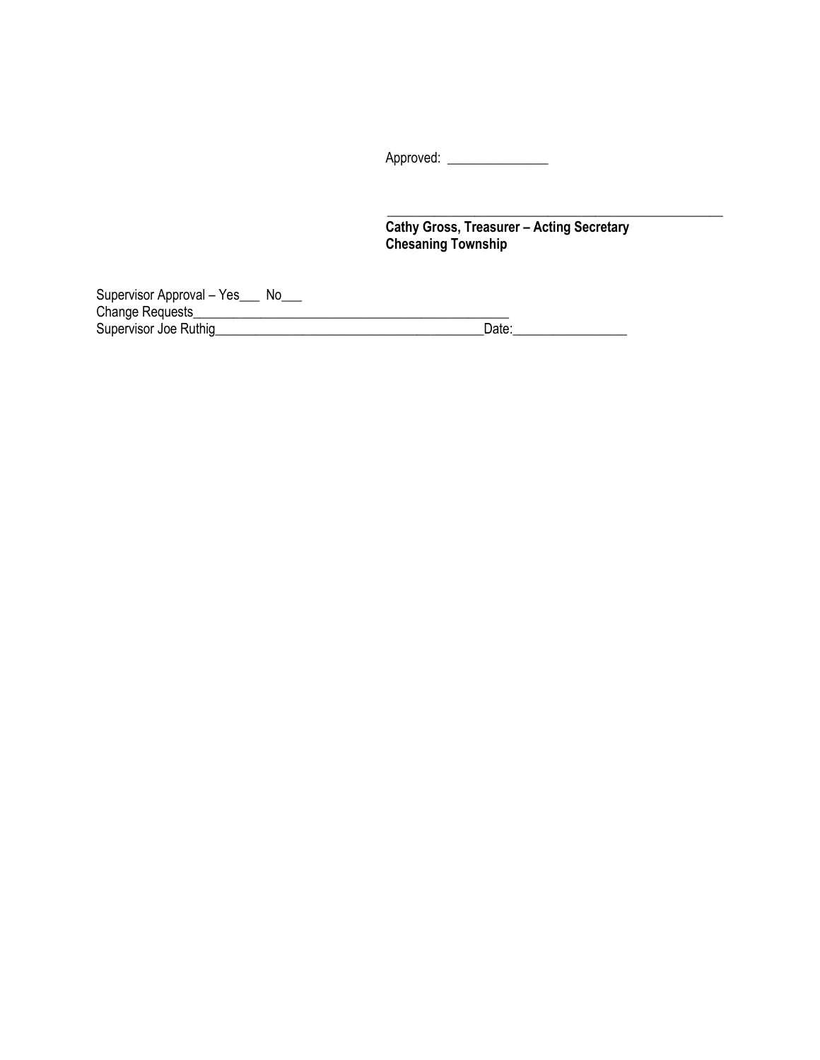Approved: _______________

\_________________________________________________

**Cathy Gross, Treasurer – Acting Secretary**
**Chesaning Township**

Supervisor Approval – Yes___ No___
Change Requests_______________________________________________
Supervisor Joe Ruthig________________________________________Date:_________________